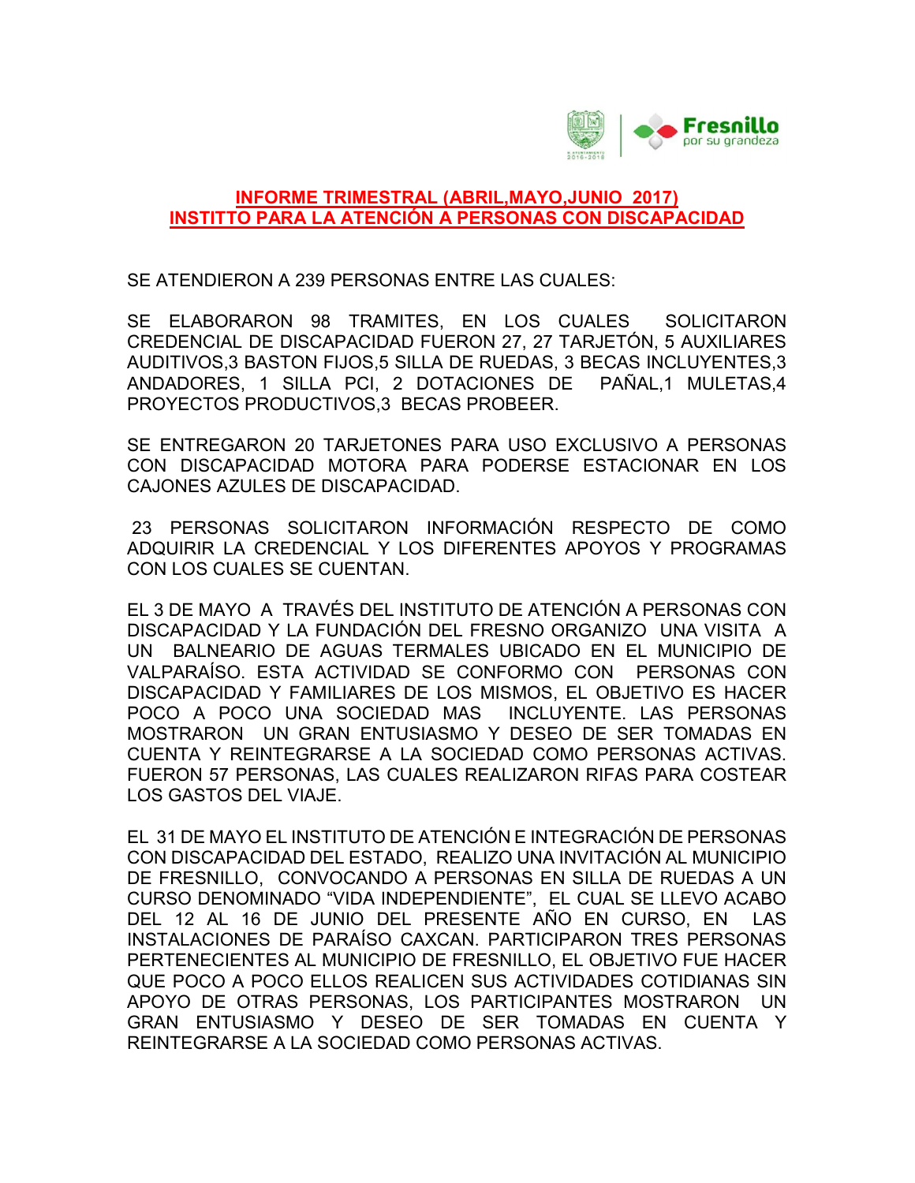**INFORME TRIMESTRAL (ABRIL,MAYO,JUNIO 2017)**
**INSTITTO PARA LA ATENCIÓN A PERSONAS CON DISCAPACIDAD**

SE ATENDIERON A 239 PERSONAS ENTRE LAS CUALES:

SE ELABORARON 98 TRAMITES, EN LOS CUALES SOLICITARON CREDENCIAL DE DISCAPACIDAD FUERON 27, 27 TARJETÓN, 5 AUXILIARES AUDITIVOS,3 BASTON FIJOS,5 SILLA DE RUEDAS, 3 BECAS INCLUYENTES,3 ANDADORES, 1 SILLA PCI, 2 DOTACIONES DE PAÑAL,1 MULETAS,4 PROYECTOS PRODUCTIVOS,3 BECAS PROBEER.

SE ENTREGARON 20 TARJETONES PARA USO EXCLUSIVO A PERSONAS CON DISCAPACIDAD MOTORA PARA PODERSE ESTACIONAR EN LOS CAJONES AZULES DE DISCAPACIDAD.

23 PERSONAS SOLICITARON INFORMACIÓN RESPECTO DE COMO ADQUIRIR LA CREDENCIAL Y LOS DIFERENTES APOYOS Y PROGRAMAS CON LOS CUALES SE CUENTAN.

EL 3 DE MAYO A TRAVÉS DEL INSTITUTO DE ATENCIÓN A PERSONAS CON DISCAPACIDAD Y LA FUNDACIÓN DEL FRESNO ORGANIZO UNA VISITA A UN BALNEARIO DE AGUAS TERMALES UBICADO EN EL MUNICIPIO DE VALPARAÍSO. ESTA ACTIVIDAD SE CONFORMO CON PERSONAS CON DISCAPACIDAD Y FAMILIARES DE LOS MISMOS, EL OBJETIVO ES HACER POCO A POCO UNA SOCIEDAD MAS INCLUYENTE. LAS PERSONAS MOSTRARON UN GRAN ENTUSIASMO Y DESEO DE SER TOMADAS EN CUENTA Y REINTEGRARSE A LA SOCIEDAD COMO PERSONAS ACTIVAS. FUERON 57 PERSONAS, LAS CUALES REALIZARON RIFAS PARA COSTEAR LOS GASTOS DEL VIAJE.

EL 31 DE MAYO EL INSTITUTO DE ATENCIÓN E INTEGRACIÓN DE PERSONAS CON DISCAPACIDAD DEL ESTADO, REALIZO UNA INVITACIÓN AL MUNICIPIO DE FRESNILLO, CONVOCANDO A PERSONAS EN SILLA DE RUEDAS A UN CURSO DENOMINADO "VIDA INDEPENDIENTE", EL CUAL SE LLEVO ACABO DEL 12 AL 16 DE JUNIO DEL PRESENTE AÑO EN CURSO, EN LAS INSTALACIONES DE PARAÍSO CAXCAN. PARTICIPARON TRES PERSONAS PERTENECIENTES AL MUNICIPIO DE FRESNILLO, EL OBJETIVO FUE HACER QUE POCO A POCO ELLOS REALICEN SUS ACTIVIDADES COTIDIANAS SIN APOYO DE OTRAS PERSONAS, LOS PARTICIPANTES MOSTRARON UN GRAN ENTUSIASMO Y DESEO DE SER TOMADAS EN CUENTA Y REINTEGRARSE A LA SOCIEDAD COMO PERSONAS ACTIVAS.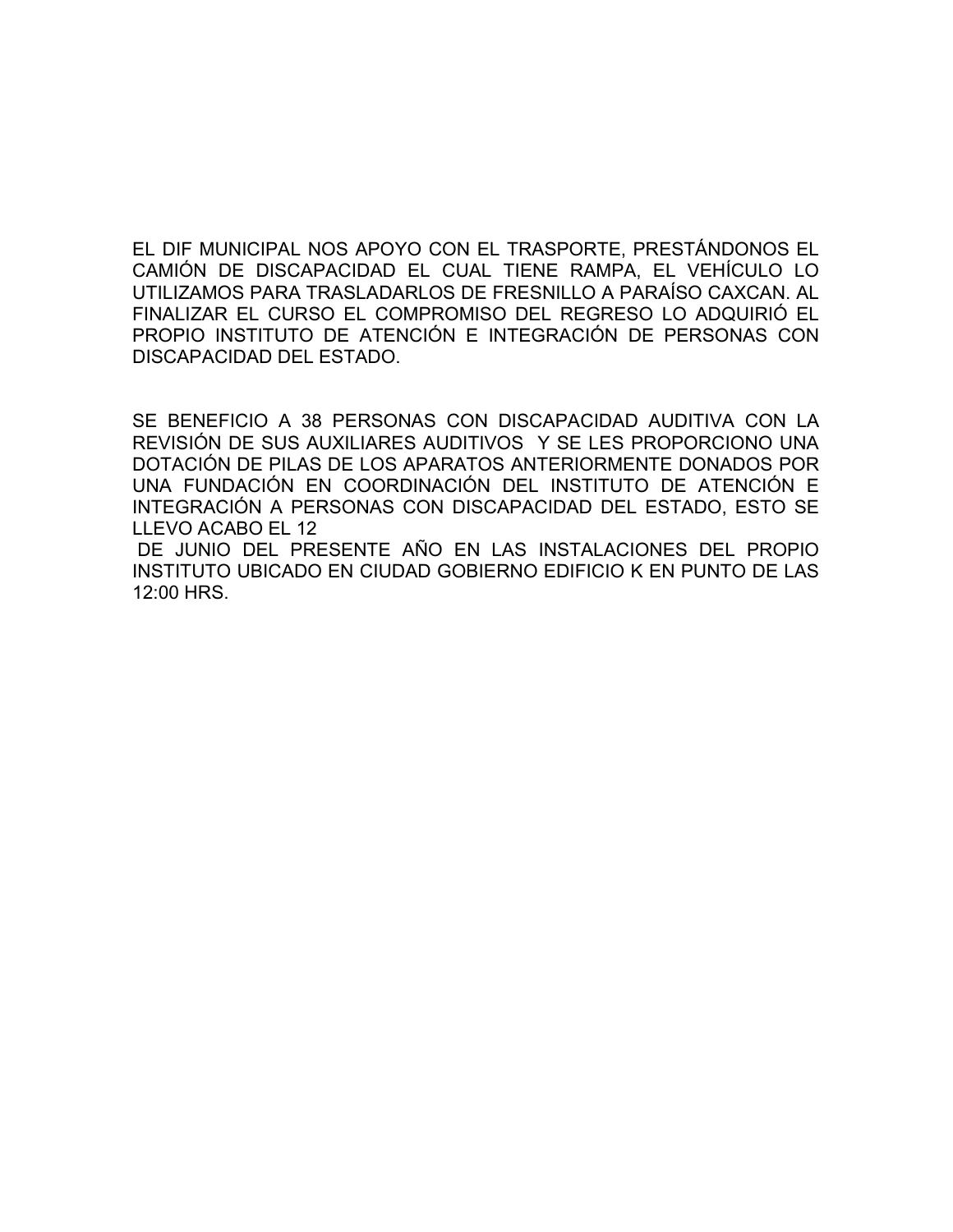EL DIF MUNICIPAL NOS APOYO CON EL TRASPORTE, PRESTÁNDONOS EL CAMIÓN DE DISCAPACIDAD EL CUAL TIENE RAMPA, EL VEHÍCULO LO UTILIZAMOS PARA TRASLADARLOS DE FRESNILLO A PARAÍSO CAXCAN. AL FINALIZAR EL CURSO EL COMPROMISO DEL REGRESO LO ADQUIRIÓ EL PROPIO INSTITUTO DE ATENCIÓN E INTEGRACIÓN DE PERSONAS CON DISCAPACIDAD DEL ESTADO.

SE BENEFICIO A 38 PERSONAS CON DISCAPACIDAD AUDITIVA CON LA REVISIÓN DE SUS AUXILIARES AUDITIVOS Y SE LES PROPORCIONO UNA DOTACIÓN DE PILAS DE LOS APARATOS ANTERIORMENTE DONADOS POR UNA FUNDACIÓN EN COORDINACIÓN DEL INSTITUTO DE ATENCIÓN E INTEGRACIÓN A PERSONAS CON DISCAPACIDAD DEL ESTADO, ESTO SE LLEVO ACABO EL 12 DE JUNIO DEL PRESENTE AÑO EN LAS INSTALACIONES DEL PROPIO INSTITUTO UBICADO EN CIUDAD GOBIERNO EDIFICIO K EN PUNTO DE LAS 12:00 HRS.